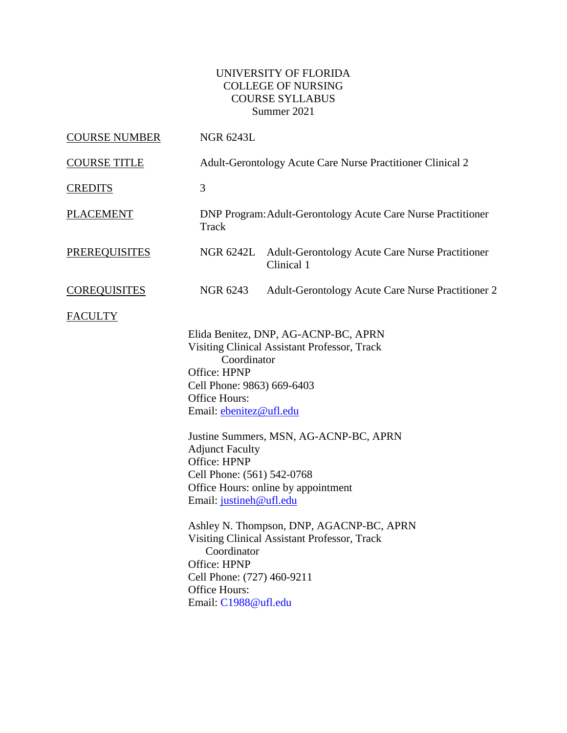UNIVERSITY OF FLORIDA
COLLEGE OF NURSING
COURSE SYLLABUS
Summer 2021

COURSE NUMBER — NGR 6243L

COURSE TITLE — Adult-Gerontology Acute Care Nurse Practitioner Clinical 2

CREDITS — 3

PLACEMENT — DNP Program: Adult-Gerontology Acute Care Nurse Practitioner Track

PREREQUISITES — NGR 6242L Adult-Gerontology Acute Care Nurse Practitioner Clinical 1

COREQUISITES — NGR 6243 Adult-Gerontology Acute Care Nurse Practitioner 2

FACULTY

Elida Benitez, DNP, AG-ACNP-BC, APRN
Visiting Clinical Assistant Professor, Track Coordinator
Office: HPNP
Cell Phone: 9863) 669-6403
Office Hours:
Email: ebenitez@ufl.edu

Justine Summers, MSN, AG-ACNP-BC, APRN
Adjunct Faculty
Office: HPNP
Cell Phone: (561) 542-0768
Office Hours: online by appointment
Email: justineh@ufl.edu

Ashley N. Thompson, DNP, AGACNP-BC, APRN
Visiting Clinical Assistant Professor, Track Coordinator
Office: HPNP
Cell Phone: (727) 460-9211
Office Hours:
Email: C1988@ufl.edu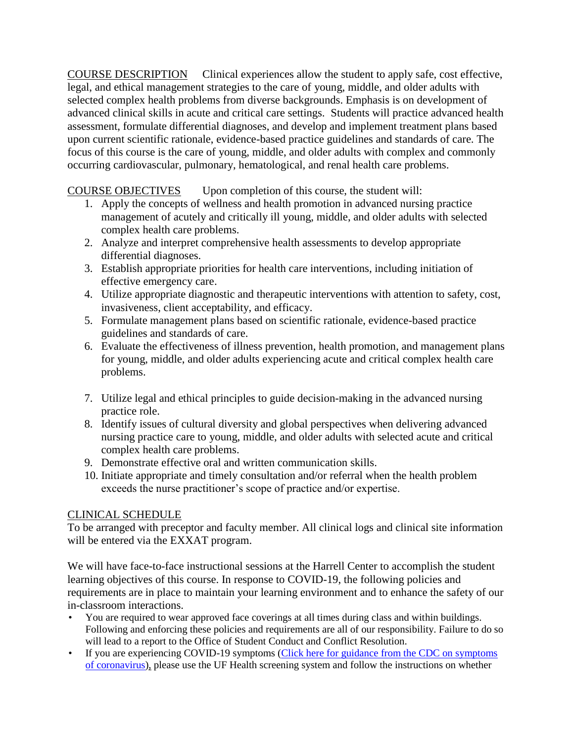COURSE DESCRIPTION Clinical experiences allow the student to apply safe, cost effective, legal, and ethical management strategies to the care of young, middle, and older adults with selected complex health problems from diverse backgrounds. Emphasis is on development of advanced clinical skills in acute and critical care settings. Students will practice advanced health assessment, formulate differential diagnoses, and develop and implement treatment plans based upon current scientific rationale, evidence-based practice guidelines and standards of care. The focus of this course is the care of young, middle, and older adults with complex and commonly occurring cardiovascular, pulmonary, hematological, and renal health care problems.

COURSE OBJECTIVES Upon completion of this course, the student will:

1. Apply the concepts of wellness and health promotion in advanced nursing practice management of acutely and critically ill young, middle, and older adults with selected complex health care problems.
2. Analyze and interpret comprehensive health assessments to develop appropriate differential diagnoses.
3. Establish appropriate priorities for health care interventions, including initiation of effective emergency care.
4. Utilize appropriate diagnostic and therapeutic interventions with attention to safety, cost, invasiveness, client acceptability, and efficacy.
5. Formulate management plans based on scientific rationale, evidence-based practice guidelines and standards of care.
6. Evaluate the effectiveness of illness prevention, health promotion, and management plans for young, middle, and older adults experiencing acute and critical complex health care problems.
7. Utilize legal and ethical principles to guide decision-making in the advanced nursing practice role.
8. Identify issues of cultural diversity and global perspectives when delivering advanced nursing practice care to young, middle, and older adults with selected acute and critical complex health care problems.
9. Demonstrate effective oral and written communication skills.
10. Initiate appropriate and timely consultation and/or referral when the health problem exceeds the nurse practitioner's scope of practice and/or expertise.

CLINICAL SCHEDULE

To be arranged with preceptor and faculty member. All clinical logs and clinical site information will be entered via the EXXAT program.

We will have face-to-face instructional sessions at the Harrell Center to accomplish the student learning objectives of this course. In response to COVID-19, the following policies and requirements are in place to maintain your learning environment and to enhance the safety of our in-classroom interactions.

- You are required to wear approved face coverings at all times during class and within buildings. Following and enforcing these policies and requirements are all of our responsibility. Failure to do so will lead to a report to the Office of Student Conduct and Conflict Resolution.
- If you are experiencing COVID-19 symptoms (Click here for guidance from the CDC on symptoms of coronavirus), please use the UF Health screening system and follow the instructions on whether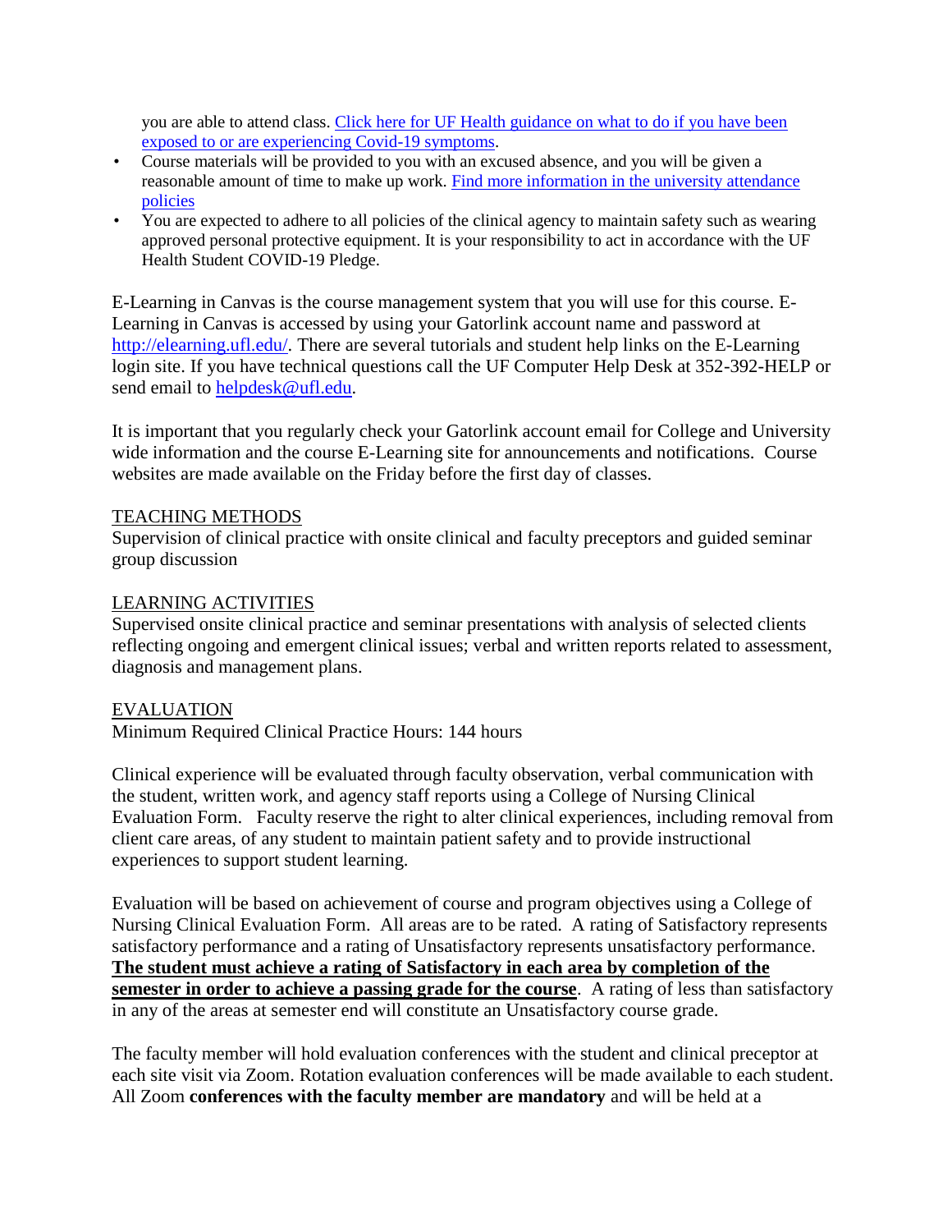you are able to attend class. [Click here for UF Health guidance on what to do if you have been exposed to or are experiencing Covid-19 symptoms](#).

- Course materials will be provided to you with an excused absence, and you will be given a reasonable amount of time to make up work. [Find more information in the university attendance policies](#)
- You are expected to adhere to all policies of the clinical agency to maintain safety such as wearing approved personal protective equipment. It is your responsibility to act in accordance with the UF Health Student COVID-19 Pledge.

E-Learning in Canvas is the course management system that you will use for this course. E-Learning in Canvas is accessed by using your Gatorlink account name and password at http://elearning.ufl.edu/. There are several tutorials and student help links on the E-Learning login site. If you have technical questions call the UF Computer Help Desk at 352-392-HELP or send email to helpdesk@ufl.edu.

It is important that you regularly check your Gatorlink account email for College and University wide information and the course E-Learning site for announcements and notifications. Course websites are made available on the Friday before the first day of classes.

## TEACHING METHODS

Supervision of clinical practice with onsite clinical and faculty preceptors and guided seminar group discussion

## LEARNING ACTIVITIES

Supervised onsite clinical practice and seminar presentations with analysis of selected clients reflecting ongoing and emergent clinical issues; verbal and written reports related to assessment, diagnosis and management plans.

## EVALUATION

Minimum Required Clinical Practice Hours: 144 hours

Clinical experience will be evaluated through faculty observation, verbal communication with the student, written work, and agency staff reports using a College of Nursing Clinical Evaluation Form. Faculty reserve the right to alter clinical experiences, including removal from client care areas, of any student to maintain patient safety and to provide instructional experiences to support student learning.

Evaluation will be based on achievement of course and program objectives using a College of Nursing Clinical Evaluation Form. All areas are to be rated. A rating of Satisfactory represents satisfactory performance and a rating of Unsatisfactory represents unsatisfactory performance. **The student must achieve a rating of Satisfactory in each area by completion of the semester in order to achieve a passing grade for the course**. A rating of less than satisfactory in any of the areas at semester end will constitute an Unsatisfactory course grade.

The faculty member will hold evaluation conferences with the student and clinical preceptor at each site visit via Zoom. Rotation evaluation conferences will be made available to each student. All Zoom **conferences with the faculty member are mandatory** and will be held at a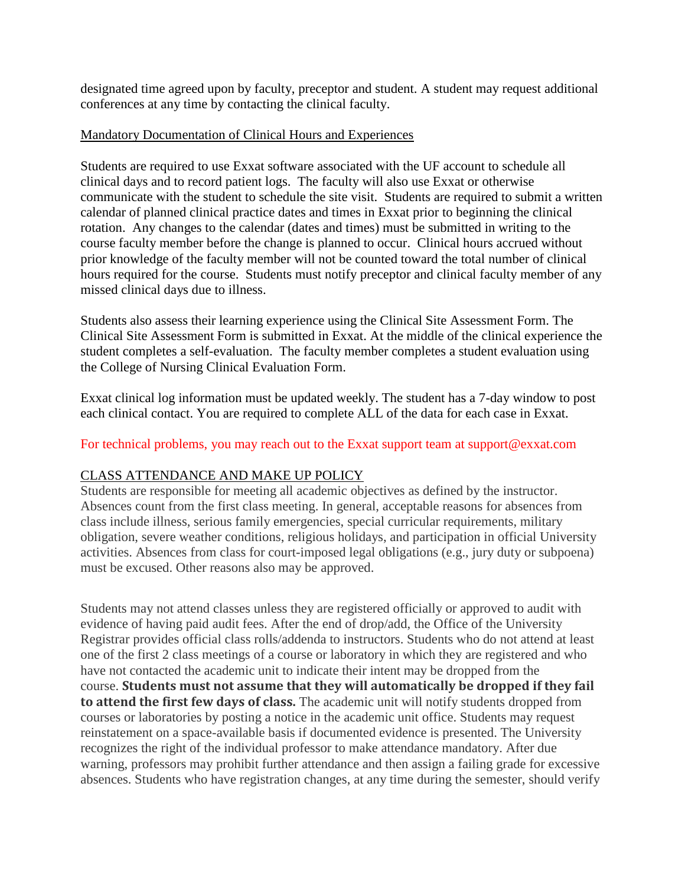designated time agreed upon by faculty, preceptor and student. A student may request additional conferences at any time by contacting the clinical faculty.

Mandatory Documentation of Clinical Hours and Experiences

Students are required to use Exxat software associated with the UF account to schedule all clinical days and to record patient logs. The faculty will also use Exxat or otherwise communicate with the student to schedule the site visit. Students are required to submit a written calendar of planned clinical practice dates and times in Exxat prior to beginning the clinical rotation. Any changes to the calendar (dates and times) must be submitted in writing to the course faculty member before the change is planned to occur. Clinical hours accrued without prior knowledge of the faculty member will not be counted toward the total number of clinical hours required for the course. Students must notify preceptor and clinical faculty member of any missed clinical days due to illness.

Students also assess their learning experience using the Clinical Site Assessment Form. The Clinical Site Assessment Form is submitted in Exxat. At the middle of the clinical experience the student completes a self-evaluation. The faculty member completes a student evaluation using the College of Nursing Clinical Evaluation Form.

Exxat clinical log information must be updated weekly. The student has a 7-day window to post each clinical contact. You are required to complete ALL of the data for each case in Exxat.

For technical problems, you may reach out to the Exxat support team at support@exxat.com

CLASS ATTENDANCE AND MAKE UP POLICY

Students are responsible for meeting all academic objectives as defined by the instructor. Absences count from the first class meeting. In general, acceptable reasons for absences from class include illness, serious family emergencies, special curricular requirements, military obligation, severe weather conditions, religious holidays, and participation in official University activities. Absences from class for court-imposed legal obligations (e.g., jury duty or subpoena) must be excused. Other reasons also may be approved.

Students may not attend classes unless they are registered officially or approved to audit with evidence of having paid audit fees. After the end of drop/add, the Office of the University Registrar provides official class rolls/addenda to instructors. Students who do not attend at least one of the first 2 class meetings of a course or laboratory in which they are registered and who have not contacted the academic unit to indicate their intent may be dropped from the course. **Students must not assume that they will automatically be dropped if they fail to attend the first few days of class.** The academic unit will notify students dropped from courses or laboratories by posting a notice in the academic unit office. Students may request reinstatement on a space-available basis if documented evidence is presented. The University recognizes the right of the individual professor to make attendance mandatory. After due warning, professors may prohibit further attendance and then assign a failing grade for excessive absences. Students who have registration changes, at any time during the semester, should verify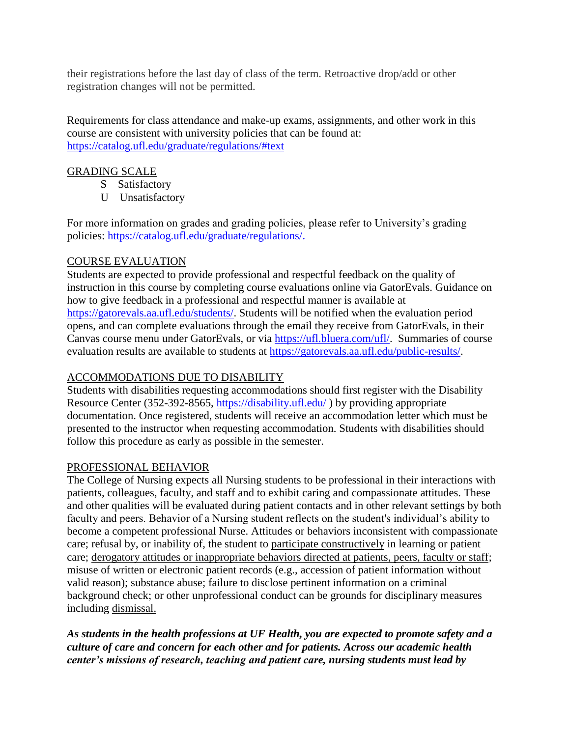their registrations before the last day of class of the term. Retroactive drop/add or other registration changes will not be permitted.

Requirements for class attendance and make-up exams, assignments, and other work in this course are consistent with university policies that can be found at: https://catalog.ufl.edu/graduate/regulations/#text

## GRADING SCALE

- S Satisfactory
- U Unsatisfactory

For more information on grades and grading policies, please refer to University's grading policies: https://catalog.ufl.edu/graduate/regulations/.

## COURSE EVALUATION

Students are expected to provide professional and respectful feedback on the quality of instruction in this course by completing course evaluations online via GatorEvals. Guidance on how to give feedback in a professional and respectful manner is available at https://gatorevals.aa.ufl.edu/students/. Students will be notified when the evaluation period opens, and can complete evaluations through the email they receive from GatorEvals, in their Canvas course menu under GatorEvals, or via https://ufl.bluera.com/ufl/. Summaries of course evaluation results are available to students at https://gatorevals.aa.ufl.edu/public-results/.

## ACCOMMODATIONS DUE TO DISABILITY

Students with disabilities requesting accommodations should first register with the Disability Resource Center (352-392-8565, https://disability.ufl.edu/ ) by providing appropriate documentation. Once registered, students will receive an accommodation letter which must be presented to the instructor when requesting accommodation. Students with disabilities should follow this procedure as early as possible in the semester.

## PROFESSIONAL BEHAVIOR

The College of Nursing expects all Nursing students to be professional in their interactions with patients, colleagues, faculty, and staff and to exhibit caring and compassionate attitudes. These and other qualities will be evaluated during patient contacts and in other relevant settings by both faculty and peers. Behavior of a Nursing student reflects on the student's individual's ability to become a competent professional Nurse. Attitudes or behaviors inconsistent with compassionate care; refusal by, or inability of, the student to participate constructively in learning or patient care; derogatory attitudes or inappropriate behaviors directed at patients, peers, faculty or staff; misuse of written or electronic patient records (e.g., accession of patient information without valid reason); substance abuse; failure to disclose pertinent information on a criminal background check; or other unprofessional conduct can be grounds for disciplinary measures including dismissal.

***As students in the health professions at UF Health, you are expected to promote safety and a culture of care and concern for each other and for patients. Across our academic health center's missions of research, teaching and patient care, nursing students must lead by***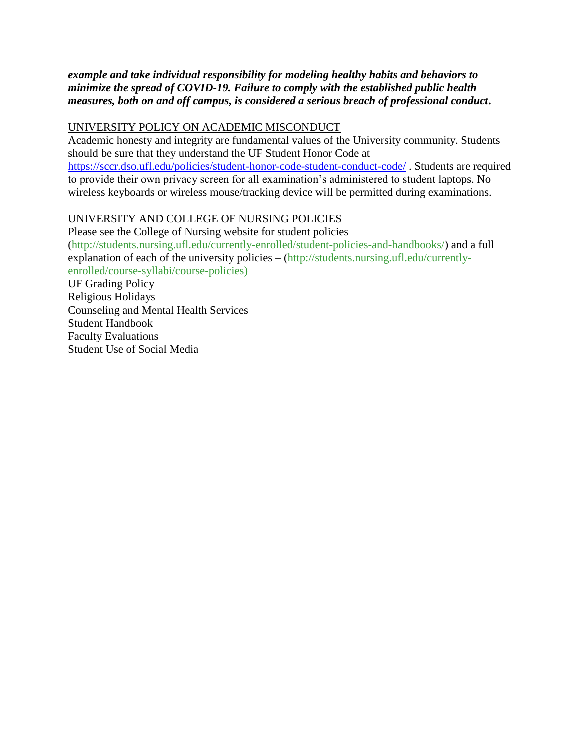***example and take individual responsibility for modeling healthy habits and behaviors to minimize the spread of COVID-19. Failure to comply with the established public health measures, both on and off campus, is considered a serious breach of professional conduct.***

UNIVERSITY POLICY ON ACADEMIC MISCONDUCT

Academic honesty and integrity are fundamental values of the University community. Students should be sure that they understand the UF Student Honor Code at https://sccr.dso.ufl.edu/policies/student-honor-code-student-conduct-code/ . Students are required to provide their own privacy screen for all examination's administered to student laptops. No wireless keyboards or wireless mouse/tracking device will be permitted during examinations.

UNIVERSITY AND COLLEGE OF NURSING POLICIES

Please see the College of Nursing website for student policies (http://students.nursing.ufl.edu/currently-enrolled/student-policies-and-handbooks/) and a full explanation of each of the university policies – (http://students.nursing.ufl.edu/currently-enrolled/course-syllabi/course-policies)

UF Grading Policy
Religious Holidays
Counseling and Mental Health Services
Student Handbook
Faculty Evaluations
Student Use of Social Media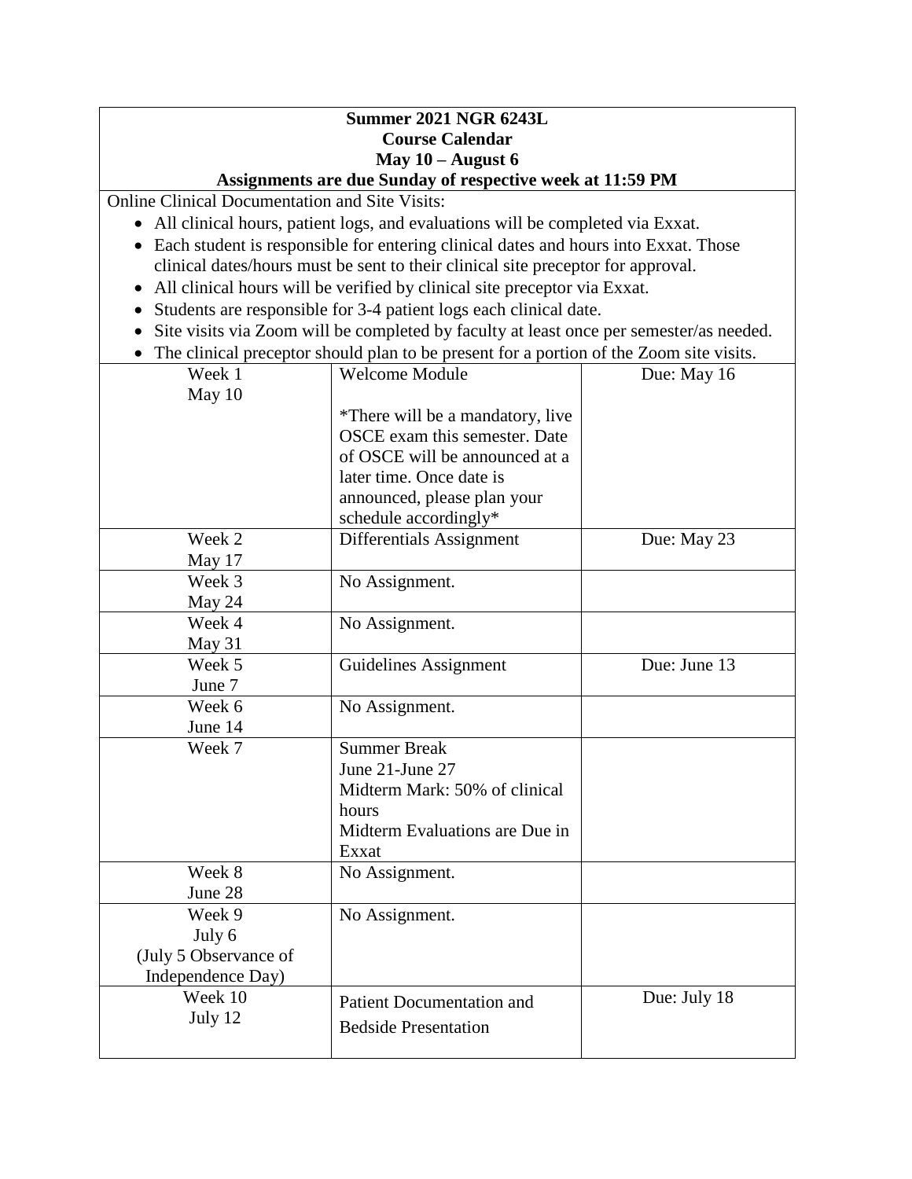**Summer 2021 NGR 6243L**
**Course Calendar**
**May 10 – August 6**
**Assignments are due Sunday of respective week at 11:59 PM**

Online Clinical Documentation and Site Visits:

- All clinical hours, patient logs, and evaluations will be completed via Exxat.
- Each student is responsible for entering clinical dates and hours into Exxat. Those clinical dates/hours must be sent to their clinical site preceptor for approval.
- All clinical hours will be verified by clinical site preceptor via Exxat.
- Students are responsible for 3-4 patient logs each clinical date.
- Site visits via Zoom will be completed by faculty at least once per semester/as needed.
- The clinical preceptor should plan to be present for a portion of the Zoom site visits.

| Week | Assignment | Due |
|---|---|---|
| Week 1<br>May 10 | Welcome Module<br><br>*There will be a mandatory, live OSCE exam this semester. Date of OSCE will be announced at a later time. Once date is announced, please plan your schedule accordingly* | Due: May 16 |
| Week 2<br>May 17 | Differentials Assignment | Due: May 23 |
| Week 3<br>May 24 | No Assignment. | |
| Week 4<br>May 31 | No Assignment. | |
| Week 5<br>June 7 | Guidelines Assignment | Due: June 13 |
| Week 6<br>June 14 | No Assignment. | |
| Week 7 | Summer Break<br>June 21-June 27<br>Midterm Mark: 50% of clinical hours<br>Midterm Evaluations are Due in Exxat | |
| Week 8<br>June 28 | No Assignment. | |
| Week 9<br>July 6<br>(July 5 Observance of Independence Day) | No Assignment. | |
| Week 10<br>July 12 | Patient Documentation and Bedside Presentation | Due: July 18 |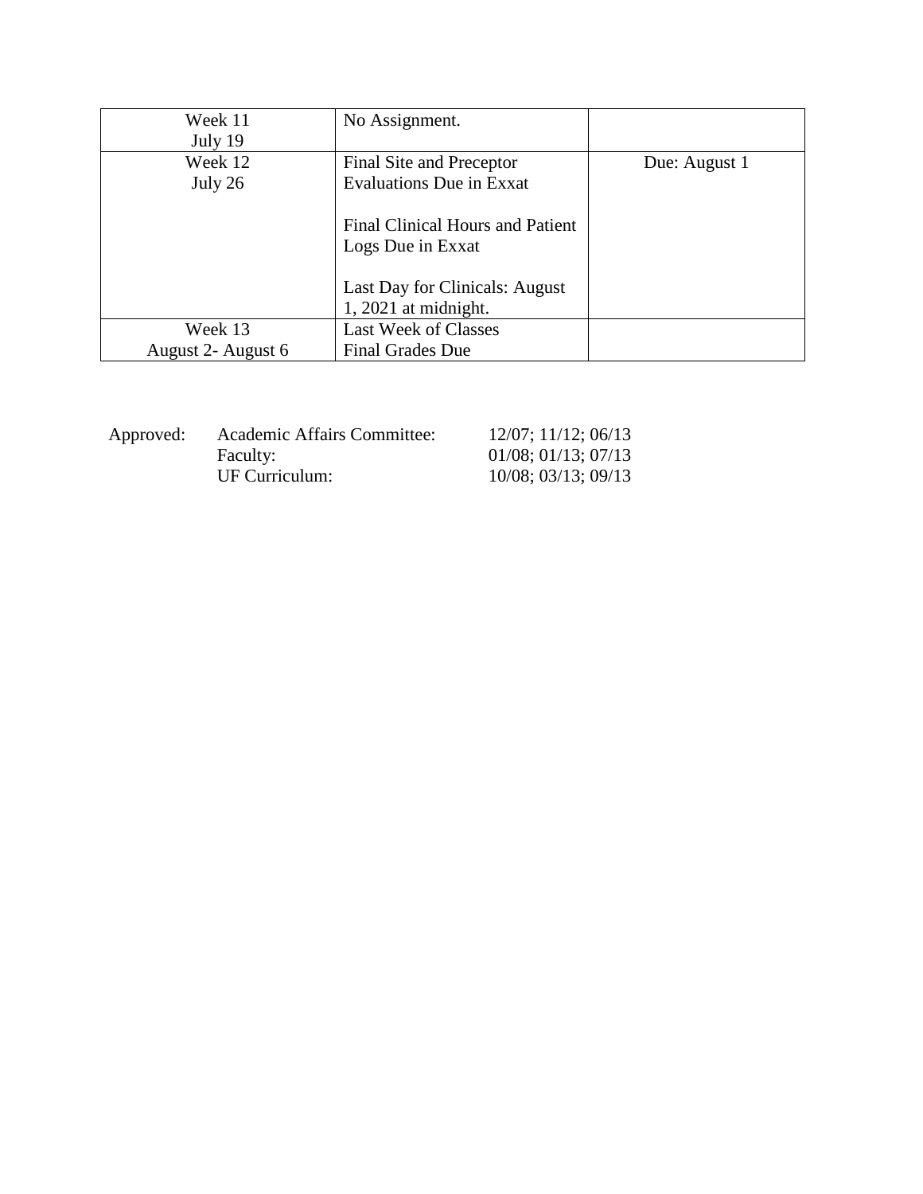| | | |
|---|---|---|
| Week 11<br>July 19 | No Assignment. | |
| Week 12<br>July 26 | Final Site and Preceptor Evaluations Due in Exxat<br><br>Final Clinical Hours and Patient Logs Due in Exxat<br><br>Last Day for Clinicals: August 1, 2021 at midnight. | Due: August 1 |
| Week 13<br>August 2- August 6 | Last Week of Classes<br>Final Grades Due | |

| | | |
|---|---|---|
| Approved: | Academic Affairs Committee: | 12/07; 11/12; 06/13 |
| | Faculty: | 01/08; 01/13; 07/13 |
| | UF Curriculum: | 10/08; 03/13; 09/13 |